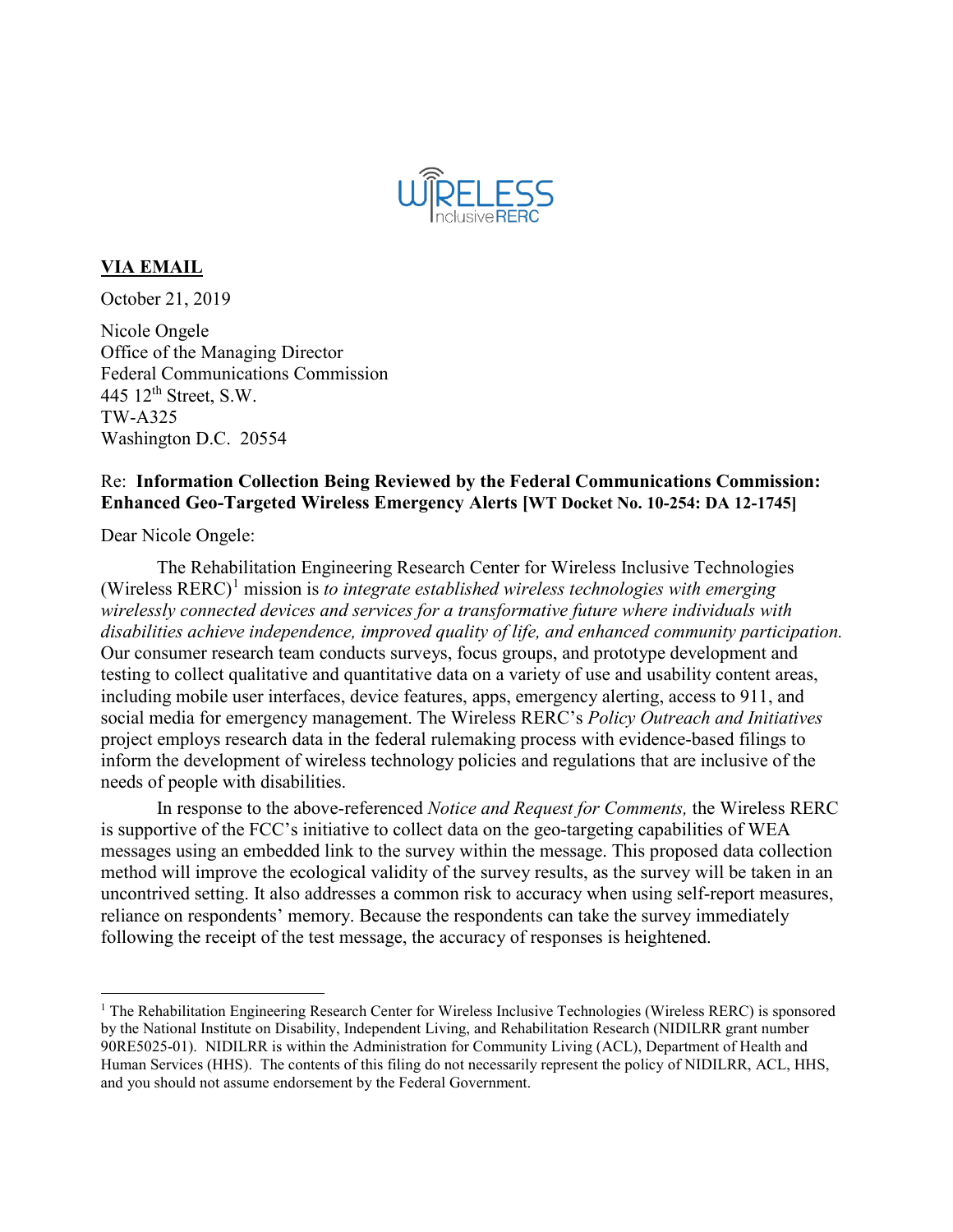**VIA EMAIL**

October 21, 2019

Nicole Ongele
Office of the Managing Director
Federal Communications Commission
445 12th Street, S.W.
TW-A325
Washington D.C. 20554

Re: **Information Collection Being Reviewed by the Federal Communications Commission: Enhanced Geo-Targeted Wireless Emergency Alerts [WT Docket No. 10-254: DA 12-1745]**

Dear Nicole Ongele:

The Rehabilitation Engineering Research Center for Wireless Inclusive Technologies (Wireless RERC)[1] mission is *to integrate established wireless technologies with emerging wirelessly connected devices and services for a transformative future where individuals with disabilities achieve independence, improved quality of life, and enhanced community participation.* Our consumer research team conducts surveys, focus groups, and prototype development and testing to collect qualitative and quantitative data on a variety of use and usability content areas, including mobile user interfaces, device features, apps, emergency alerting, access to 911, and social media for emergency management. The Wireless RERC's *Policy Outreach and Initiatives* project employs research data in the federal rulemaking process with evidence-based filings to inform the development of wireless technology policies and regulations that are inclusive of the needs of people with disabilities.

In response to the above-referenced *Notice and Request for Comments,* the Wireless RERC is supportive of the FCC's initiative to collect data on the geo-targeting capabilities of WEA messages using an embedded link to the survey within the message. This proposed data collection method will improve the ecological validity of the survey results, as the survey will be taken in an uncontrived setting. It also addresses a common risk to accuracy when using self-report measures, reliance on respondents' memory. Because the respondents can take the survey immediately following the receipt of the test message, the accuracy of responses is heightened.

---

[1] The Rehabilitation Engineering Research Center for Wireless Inclusive Technologies (Wireless RERC) is sponsored by the National Institute on Disability, Independent Living, and Rehabilitation Research (NIDILRR grant number 90RE5025-01). NIDILRR is within the Administration for Community Living (ACL), Department of Health and Human Services (HHS). The contents of this filing do not necessarily represent the policy of NIDILRR, ACL, HHS, and you should not assume endorsement by the Federal Government.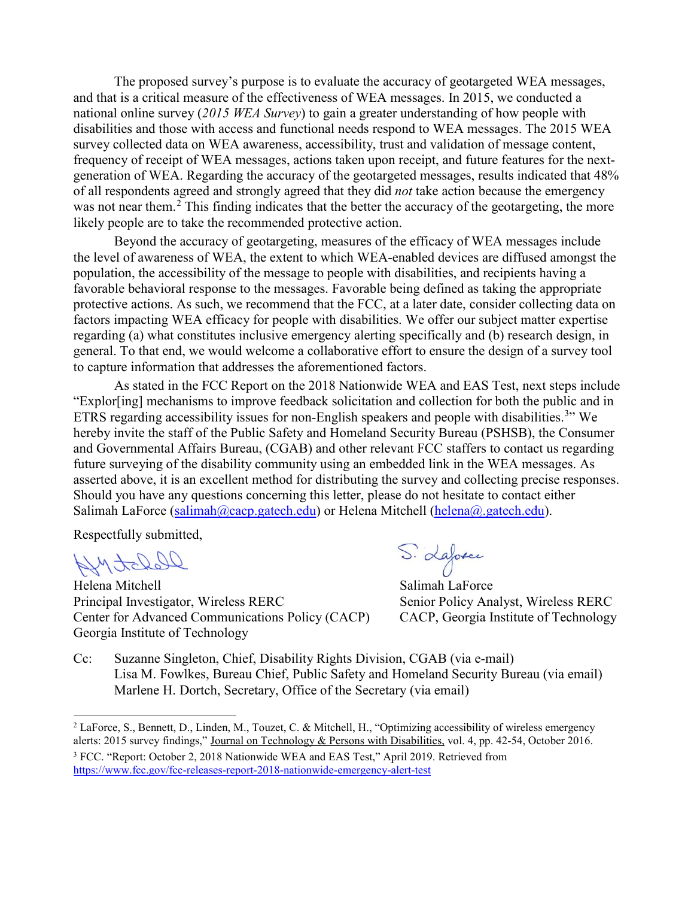The proposed survey's purpose is to evaluate the accuracy of geotargeted WEA messages, and that is a critical measure of the effectiveness of WEA messages. In 2015, we conducted a national online survey (*2015 WEA Survey*) to gain a greater understanding of how people with disabilities and those with access and functional needs respond to WEA messages. The 2015 WEA survey collected data on WEA awareness, accessibility, trust and validation of message content, frequency of receipt of WEA messages, actions taken upon receipt, and future features for the next-generation of WEA. Regarding the accuracy of the geotargeted messages, results indicated that 48% of all respondents agreed and strongly agreed that they did *not* take action because the emergency was not near them.[2] This finding indicates that the better the accuracy of the geotargeting, the more likely people are to take the recommended protective action.

Beyond the accuracy of geotargeting, measures of the efficacy of WEA messages include the level of awareness of WEA, the extent to which WEA-enabled devices are diffused amongst the population, the accessibility of the message to people with disabilities, and recipients having a favorable behavioral response to the messages. Favorable being defined as taking the appropriate protective actions. As such, we recommend that the FCC, at a later date, consider collecting data on factors impacting WEA efficacy for people with disabilities. We offer our subject matter expertise regarding (a) what constitutes inclusive emergency alerting specifically and (b) research design, in general. To that end, we would welcome a collaborative effort to ensure the design of a survey tool to capture information that addresses the aforementioned factors.

As stated in the FCC Report on the 2018 Nationwide WEA and EAS Test, next steps include "Explor[ing] mechanisms to improve feedback solicitation and collection for both the public and in ETRS regarding accessibility issues for non-English speakers and people with disabilities.[3]" We hereby invite the staff of the Public Safety and Homeland Security Bureau (PSHSB), the Consumer and Governmental Affairs Bureau, (CGAB) and other relevant FCC staffers to contact us regarding future surveying of the disability community using an embedded link in the WEA messages. As asserted above, it is an excellent method for distributing the survey and collecting precise responses. Should you have any questions concerning this letter, please do not hesitate to contact either Salimah LaForce (salimah@cacp.gatech.edu) or Helena Mitchell (helena@.gatech.edu).

Respectfully submitted,

Helena Mitchell
Principal Investigator, Wireless RERC
Center for Advanced Communications Policy (CACP)
Georgia Institute of Technology

Salimah LaForce
Senior Policy Analyst, Wireless RERC
CACP, Georgia Institute of Technology

Cc: Suzanne Singleton, Chief, Disability Rights Division, CGAB (via e-mail)
Lisa M. Fowlkes, Bureau Chief, Public Safety and Homeland Security Bureau (via email)
Marlene H. Dortch, Secretary, Office of the Secretary (via email)

---

[2] LaForce, S., Bennett, D., Linden, M., Touzet, C. & Mitchell, H., "Optimizing accessibility of wireless emergency alerts: 2015 survey findings," Journal on Technology & Persons with Disabilities, vol. 4, pp. 42-54, October 2016.

[3] FCC. "Report: October 2, 2018 Nationwide WEA and EAS Test," April 2019. Retrieved from https://www.fcc.gov/fcc-releases-report-2018-nationwide-emergency-alert-test